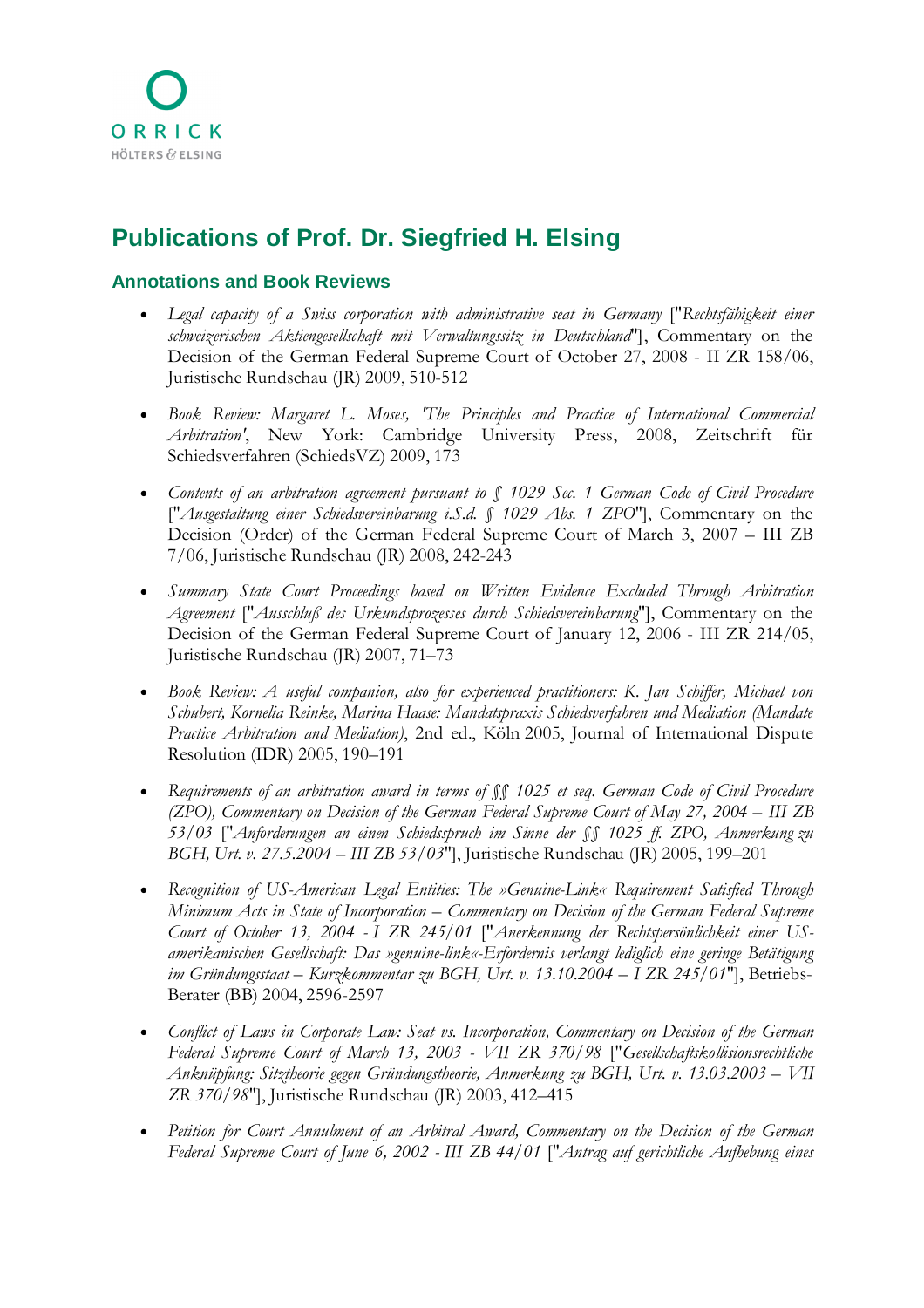ORRICK
HÖLTERS & ELSING

# Publications of Prof. Dr. Siegfried H. Elsing

## Annotations and Book Reviews

- *Legal capacity of a Swiss corporation with administrative seat in Germany* ["*Rechtsfähigkeit einer schweizerischen Aktiengesellschaft mit Verwaltungssitz in Deutschland*"], Commentary on the Decision of the German Federal Supreme Court of October 27, 2008 - II ZR 158/06, Juristische Rundschau (JR) 2009, 510-512

- *Book Review: Margaret L. Moses, 'The Principles and Practice of International Commercial Arbitration'*, New York: Cambridge University Press, 2008, Zeitschrift für Schiedsverfahren (SchiedsVZ) 2009, 173

- *Contents of an arbitration agreement pursuant to § 1029 Sec. 1 German Code of Civil Procedure* ["*Ausgestaltung einer Schiedsvereinbarung i.S.d. § 1029 Abs. 1 ZPO*"], Commentary on the Decision (Order) of the German Federal Supreme Court of March 3, 2007 – III ZB 7/06, Juristische Rundschau (JR) 2008, 242-243

- *Summary State Court Proceedings based on Written Evidence Excluded Through Arbitration Agreement* ["*Ausschluß des Urkundsprozesses durch Schiedsvereinbarung*"], Commentary on the Decision of the German Federal Supreme Court of January 12, 2006 - III ZR 214/05, Juristische Rundschau (JR) 2007, 71–73

- *Book Review: A useful companion, also for experienced practitioners: K. Jan Schiffer, Michael von Schubert, Kornelia Reinke, Marina Haase: Mandatspraxis Schiedsverfahren und Mediation (Mandate Practice Arbitration and Mediation)*, 2nd ed., Köln 2005, Journal of International Dispute Resolution (IDR) 2005, 190–191

- *Requirements of an arbitration award in terms of §§ 1025 et seq. German Code of Civil Procedure (ZPO), Commentary on Decision of the German Federal Supreme Court of May 27, 2004 – III ZB 53/03* ["*Anforderungen an einen Schiedsspruch im Sinne der §§ 1025 ff. ZPO, Anmerkung zu BGH, Urt. v. 27.5.2004 – III ZB 53/03*"], Juristische Rundschau (JR) 2005, 199–201

- *Recognition of US-American Legal Entities: The »Genuine-Link« Requirement Satisfied Through Minimum Acts in State of Incorporation – Commentary on Decision of the German Federal Supreme Court of October 13, 2004 - I ZR 245/01* ["*Anerkennung der Rechtspersönlichkeit einer US-amerikanischen Gesellschaft: Das »genuine-link«-Erfordernis verlangt lediglich eine geringe Betätigung im Gründungsstaat – Kurzkommentar zu BGH, Urt. v. 13.10.2004 – I ZR 245/01*"], Betriebs-Berater (BB) 2004, 2596-2597

- *Conflict of Laws in Corporate Law: Seat vs. Incorporation, Commentary on Decision of the German Federal Supreme Court of March 13, 2003 - VII ZR 370/98* ["*Gesellschaftskollisionsrechtliche Anknüpfung: Sitztheorie gegen Gründungstheorie, Anmerkung zu BGH, Urt. v. 13.03.2003 – VII ZR 370/98*"], Juristische Rundschau (JR) 2003, 412–415

- *Petition for Court Annulment of an Arbitral Award, Commentary on the Decision of the German Federal Supreme Court of June 6, 2002 - III ZB 44/01* ["*Antrag auf gerichtliche Aufhebung eines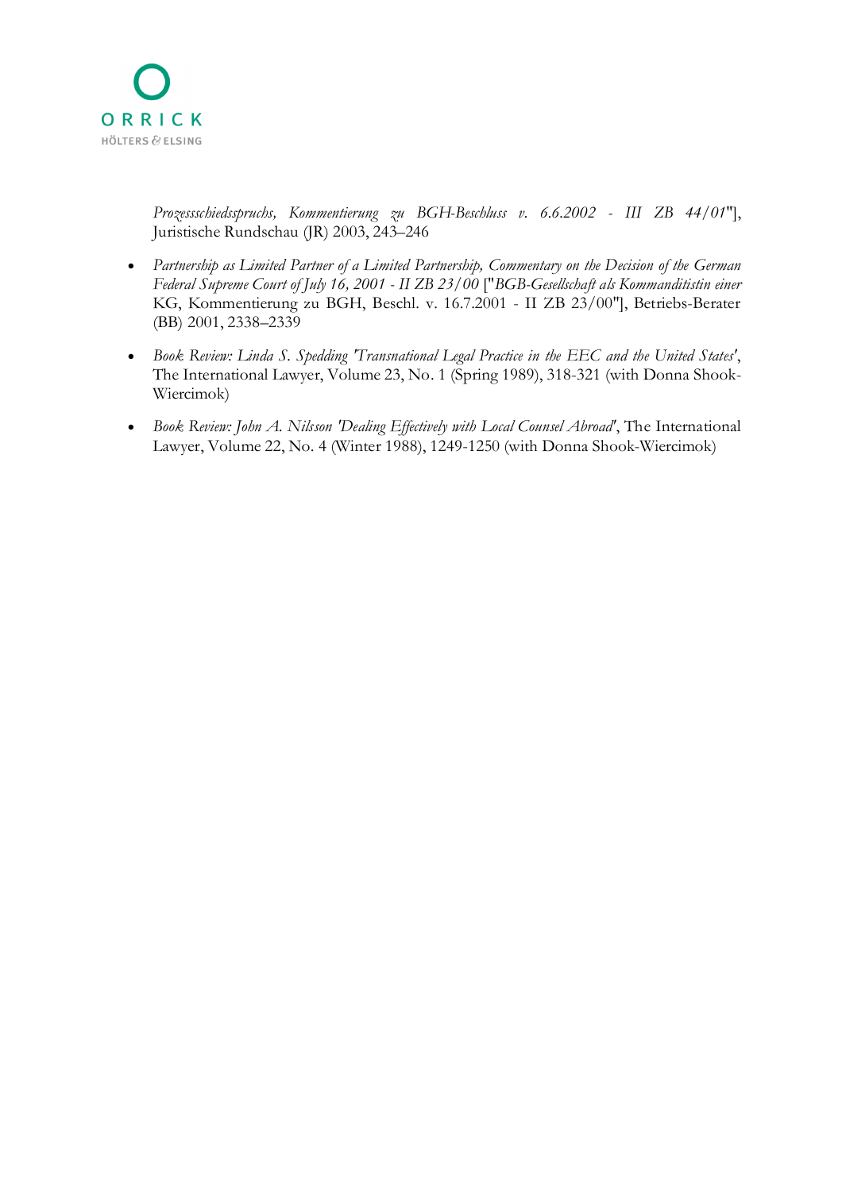*Prozessschiedsspruchs, Kommentierung zu BGH-Beschluss v. 6.6.2002 - III ZB 44/01*"], Juristische Rundschau (JR) 2003, 243–246

- *Partnership as Limited Partner of a Limited Partnership, Commentary on the Decision of the German Federal Supreme Court of July 16, 2001 - II ZB 23/00* ["*BGB-Gesellschaft als Kommanditistin einer* KG, Kommentierung zu BGH, Beschl. v. 16.7.2001 - II ZB 23/00"], Betriebs-Berater (BB) 2001, 2338–2339

- *Book Review: Linda S. Spedding 'Transnational Legal Practice in the EEC and the United States'*, The International Lawyer, Volume 23, No. 1 (Spring 1989), 318-321 (with Donna Shook-Wiercimok)

- *Book Review: John A. Nilsson 'Dealing Effectively with Local Counsel Abroad'*, The International Lawyer, Volume 22, No. 4 (Winter 1988), 1249-1250 (with Donna Shook-Wiercimok)